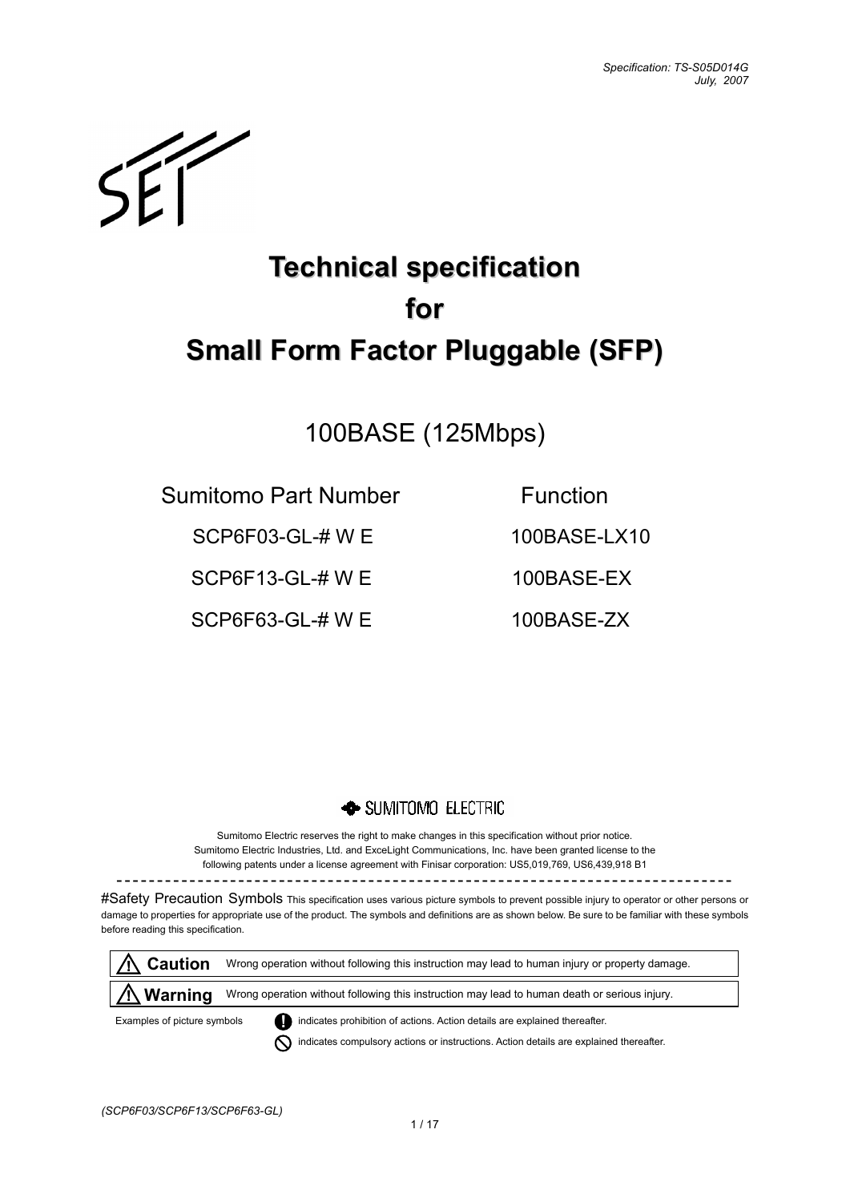Specification: TS-S05D014G
July, 2007

# Technical specification for Small Form Factor Pluggable (SFP)

## 100BASE (125Mbps)

| Sumitomo Part Number | Function |
| --- | --- |
| SCP6F03-GL-# W E | 100BASE-LX10 |
| SCP6F13-GL-# W E | 100BASE-EX |
| SCP6F63-GL-# W E | 100BASE-ZX |

SUMITOMO ELECTRIC

Sumitomo Electric reserves the right to make changes in this specification without prior notice.
Sumitomo Electric Industries, Ltd. and ExceLight Communications, Inc. have been granted license to the following patents under a license agreement with Finisar corporation: US5,019,769, US6,439,918 B1

---

#Safety Precaution Symbols This specification uses various picture symbols to prevent possible injury to operator or other persons or damage to properties for appropriate use of the product. The symbols and definitions are as shown below. Be sure to be familiar with these symbols before reading this specification.

| | |
| --- | --- |
| ⚠ **Caution** | Wrong operation without following this instruction may lead to human injury or property damage. |
| ⚠ **Warning** | Wrong operation without following this instruction may lead to human death or serious injury. |

Examples of picture symbols

- indicates prohibition of actions. Action details are explained thereafter.
- indicates compulsory actions or instructions. Action details are explained thereafter.

(SCP6F03/SCP6F13/SCP6F63-GL)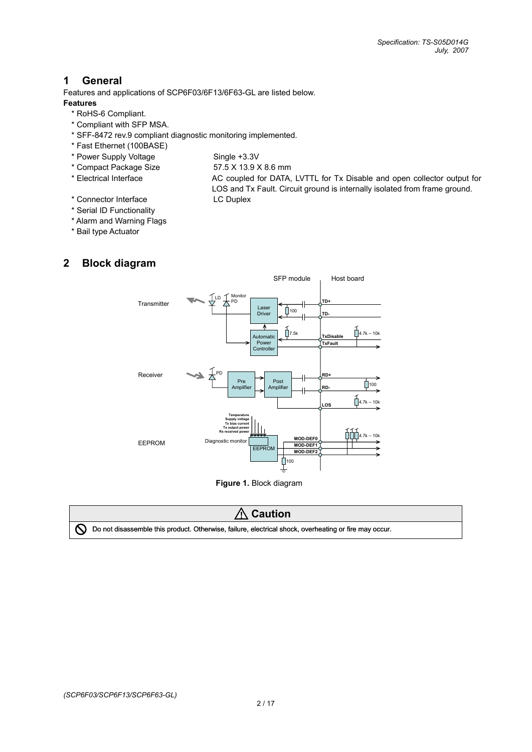# 1 General

Features and applications of SCP6F03/6F13/6F63-GL are listed below.

**Features**

* RoHS-6 Compliant.
* Compliant with SFP MSA.
* SFF-8472 rev.9 compliant diagnostic monitoring implemented.
* Fast Ethernet (100BASE)
* Power Supply Voltage: Single +3.3V
* Compact Package Size: 57.5 X 13.9 X 8.6 mm
* Electrical Interface: AC coupled for DATA, LVTTL for Tx Disable and open collector output for LOS and Tx Fault. Circuit ground is internally isolated from frame ground.
* Connector Interface: LC Duplex
* Serial ID Functionality
* Alarm and Warning Flags
* Bail type Actuator

# 2 Block diagram

**Figure 1.** Block diagram

**⚠ Caution**

Do not disassemble this product. Otherwise, failure, electrical shock, overheating or fire may occur.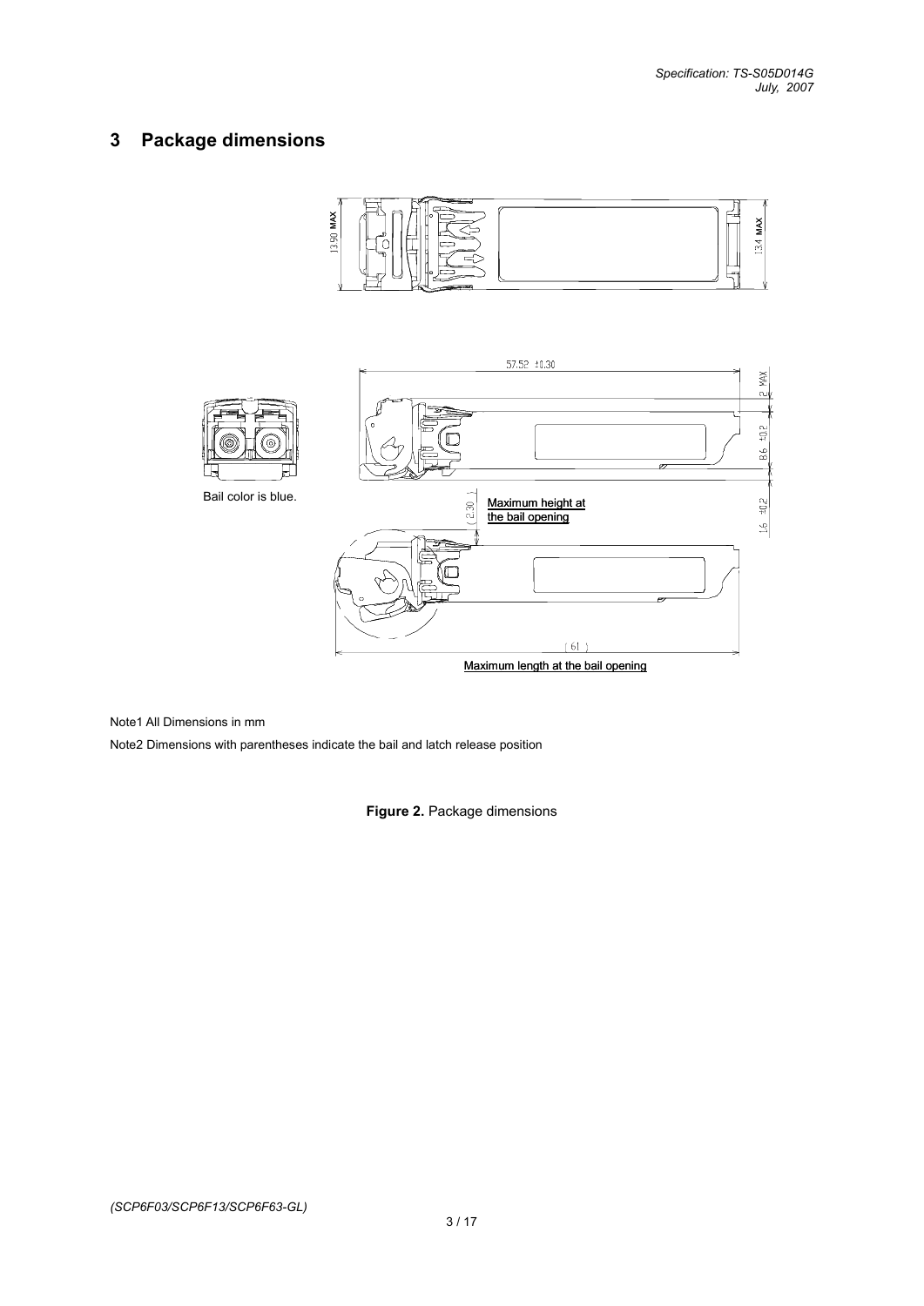## 3 Package dimensions

Bail color is blue.

Maximum height at the bail opening

Maximum length at the bail opening

Note1 All Dimensions in mm

Note2 Dimensions with parentheses indicate the bail and latch release position

**Figure 2.** Package dimensions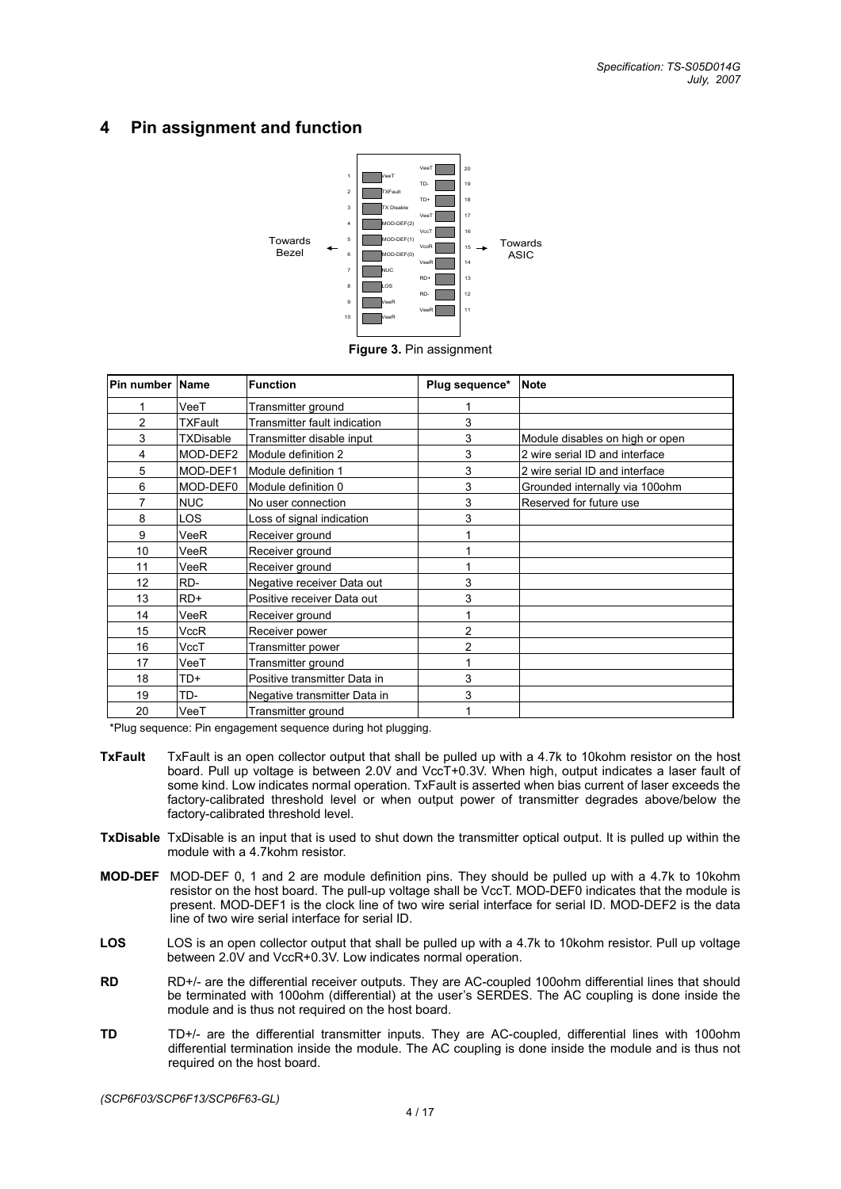## 4 Pin assignment and function

Figure 3. Pin assignment

| Pin number | Name | Function | Plug sequence* | Note |
|---|---|---|---|---|
| 1 | VeeT | Transmitter ground | 1 | |
| 2 | TXFault | Transmitter fault indication | 3 | |
| 3 | TXDisable | Transmitter disable input | 3 | Module disables on high or open |
| 4 | MOD-DEF2 | Module definition 2 | 3 | 2 wire serial ID and interface |
| 5 | MOD-DEF1 | Module definition 1 | 3 | 2 wire serial ID and interface |
| 6 | MOD-DEF0 | Module definition 0 | 3 | Grounded internally via 100ohm |
| 7 | NUC | No user connection | 3 | Reserved for future use |
| 8 | LOS | Loss of signal indication | 3 | |
| 9 | VeeR | Receiver ground | 1 | |
| 10 | VeeR | Receiver ground | 1 | |
| 11 | VeeR | Receiver ground | 1 | |
| 12 | RD- | Negative receiver Data out | 3 | |
| 13 | RD+ | Positive receiver Data out | 3 | |
| 14 | VeeR | Receiver ground | 1 | |
| 15 | VccR | Receiver power | 2 | |
| 16 | VccT | Transmitter power | 2 | |
| 17 | VeeT | Transmitter ground | 1 | |
| 18 | TD+ | Positive transmitter Data in | 3 | |
| 19 | TD- | Negative transmitter Data in | 3 | |
| 20 | VeeT | Transmitter ground | 1 | |

*Plug sequence: Pin engagement sequence during hot plugging.

**TxFault** TxFault is an open collector output that shall be pulled up with a 4.7k to 10kohm resistor on the host board. Pull up voltage is between 2.0V and VccT+0.3V. When high, output indicates a laser fault of some kind. Low indicates normal operation. TxFault is asserted when bias current of laser exceeds the factory-calibrated threshold level or when output power of transmitter degrades above/below the factory-calibrated threshold level.

**TxDisable** TxDisable is an input that is used to shut down the transmitter optical output. It is pulled up within the module with a 4.7kohm resistor.

**MOD-DEF** MOD-DEF 0, 1 and 2 are module definition pins. They should be pulled up with a 4.7k to 10kohm resistor on the host board. The pull-up voltage shall be VccT. MOD-DEF0 indicates that the module is present. MOD-DEF1 is the clock line of two wire serial interface for serial ID. MOD-DEF2 is the data line of two wire serial interface for serial ID.

**LOS** LOS is an open collector output that shall be pulled up with a 4.7k to 10kohm resistor. Pull up voltage between 2.0V and VccR+0.3V. Low indicates normal operation.

**RD** RD+/- are the differential receiver outputs. They are AC-coupled 100ohm differential lines that should be terminated with 100ohm (differential) at the user's SERDES. The AC coupling is done inside the module and is thus not required on the host board.

**TD** TD+/- are the differential transmitter inputs. They are AC-coupled, differential lines with 100ohm differential termination inside the module. The AC coupling is done inside the module and is thus not required on the host board.

*(SCP6F03/SCP6F13/SCP6F63-GL)*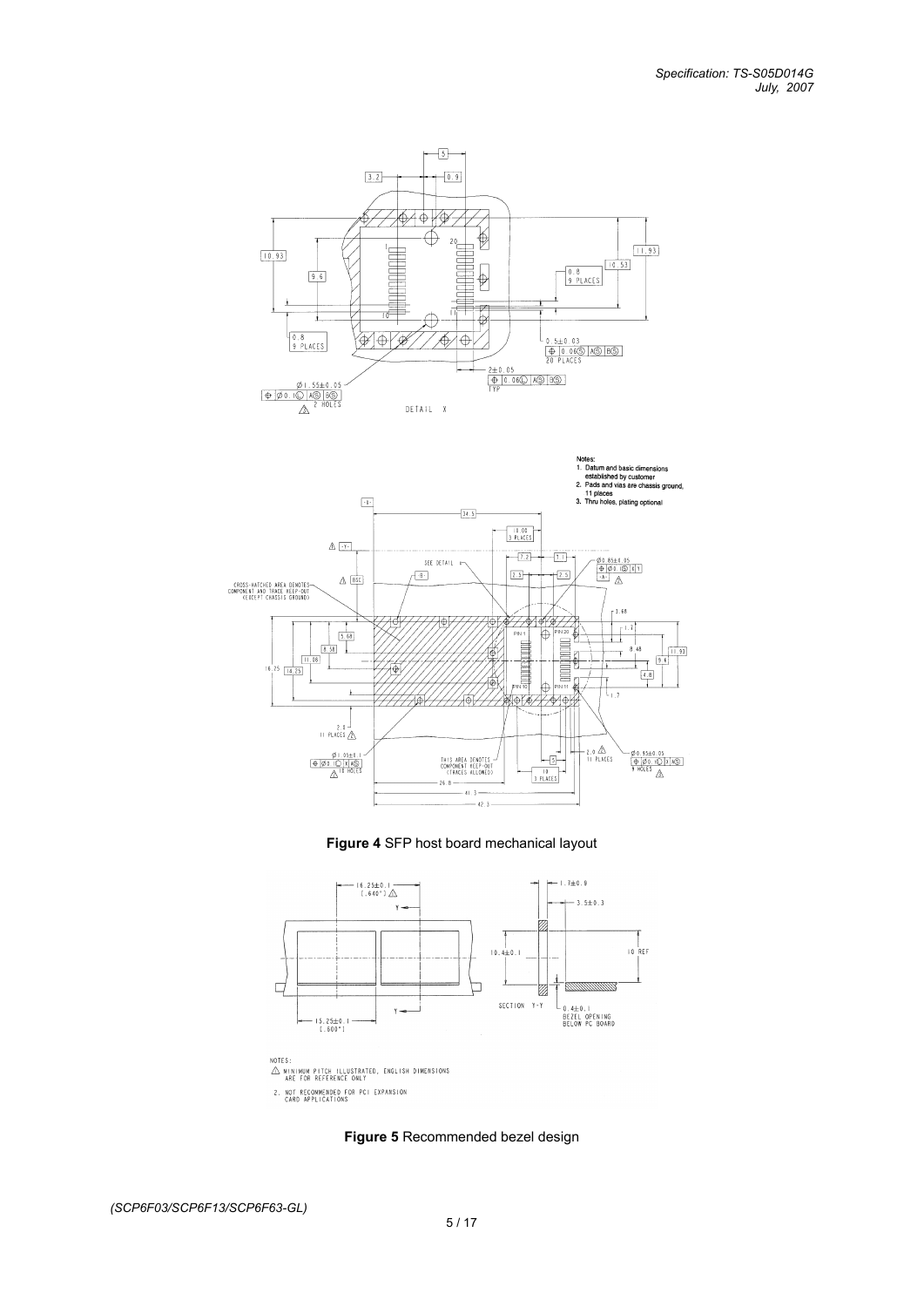Notes:
1. Datum and basic dimensions established by customer
2. Pads and vias are chassis ground, 11 places
3. Thru holes, plating optional

**Figure 4** SFP host board mechanical layout

NOTES:
1. MINIMUM PITCH ILLUSTRATED, ENGLISH DIMENSIONS ARE FOR REFERENCE ONLY
2. NOT RECOMMENDED FOR PCI EXPANSION CARD APPLICATIONS

**Figure 5** Recommended bezel design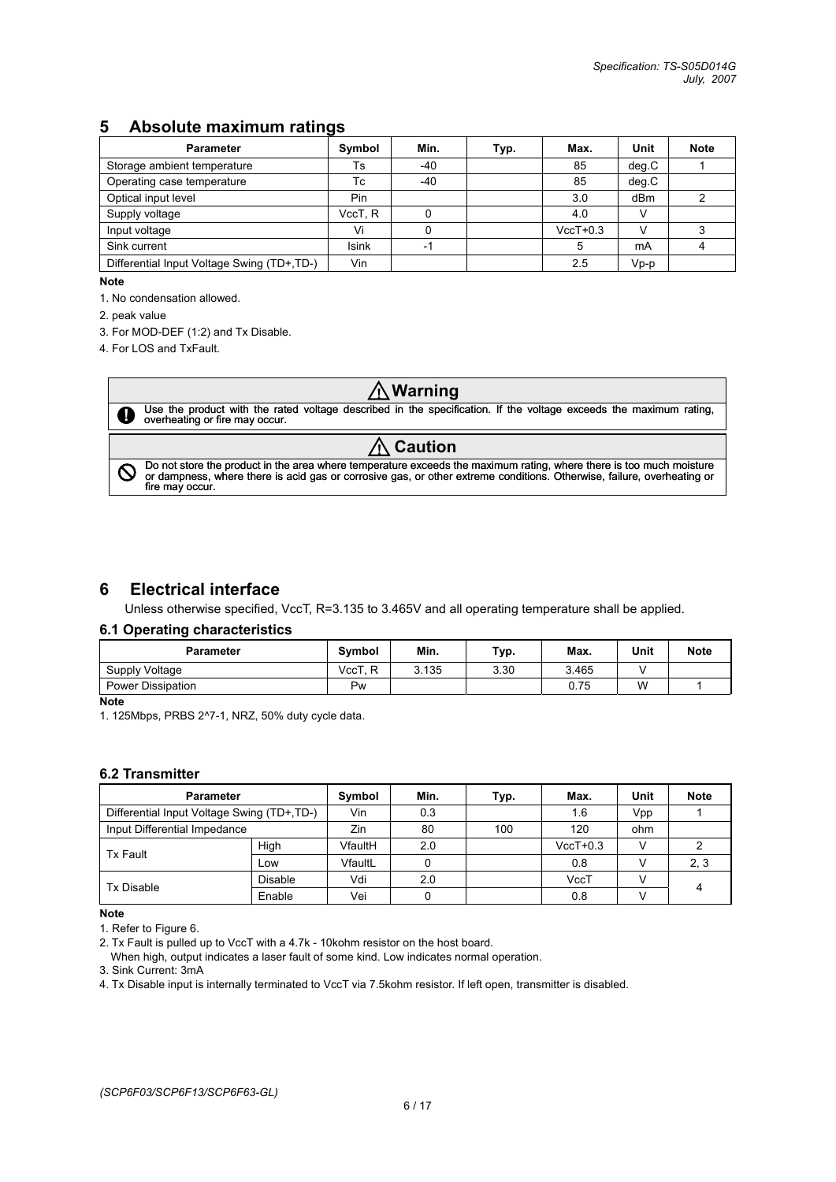## 5 Absolute maximum ratings

| Parameter | Symbol | Min. | Typ. | Max. | Unit | Note |
|---|---|---|---|---|---|---|
| Storage ambient temperature | Ts | -40 | | 85 | deg.C | 1 |
| Operating case temperature | Tc | -40 | | 85 | deg.C | |
| Optical input level | Pin | | | 3.0 | dBm | 2 |
| Supply voltage | VccT, R | 0 | | 4.0 | V | |
| Input voltage | Vi | 0 | | VccT+0.3 | V | 3 |
| Sink current | Isink | -1 | | 5 | mA | 4 |
| Differential Input Voltage Swing (TD+,TD-) | Vin | | | 2.5 | Vp-p | |

**Note**

1. No condensation allowed.
2. peak value
3. For MOD-DEF (1:2) and Tx Disable.
4. For LOS and TxFault.

**⚠ Warning**

Use the product with the rated voltage described in the specification. If the voltage exceeds the maximum rating, overheating or fire may occur.

**⚠ Caution**

Do not store the product in the area where temperature exceeds the maximum rating, where there is too much moisture or dampness, where there is acid gas or corrosive gas, or other extreme conditions. Otherwise, failure, overheating or fire may occur.

## 6 Electrical interface

Unless otherwise specified, VccT, R=3.135 to 3.465V and all operating temperature shall be applied.

### 6.1 Operating characteristics

| Parameter | Symbol | Min. | Typ. | Max. | Unit | Note |
|---|---|---|---|---|---|---|
| Supply Voltage | VccT, R | 3.135 | 3.30 | 3.465 | V | |
| Power Dissipation | Pw | | | 0.75 | W | 1 |

**Note**

1. 125Mbps, PRBS 2^7-1, NRZ, 50% duty cycle data.

### 6.2 Transmitter

| Parameter | | Symbol | Min. | Typ. | Max. | Unit | Note |
|---|---|---|---|---|---|---|---|
| Differential Input Voltage Swing (TD+,TD-) | | Vin | 0.3 | | 1.6 | Vpp | 1 |
| Input Differential Impedance | | Zin | 80 | 100 | 120 | ohm | |
| Tx Fault | High | VfaultH | 2.0 | | VccT+0.3 | V | 2 |
| | Low | VfaultL | 0 | | 0.8 | V | 2, 3 |
| Tx Disable | Disable | Vdi | 2.0 | | VccT | V | 4 |
| | Enable | Vei | 0 | | 0.8 | V | |

**Note**

1. Refer to Figure 6.
2. Tx Fault is pulled up to VccT with a 4.7k - 10kohm resistor on the host board.
   When high, output indicates a laser fault of some kind. Low indicates normal operation.
3. Sink Current: 3mA
4. Tx Disable input is internally terminated to VccT via 7.5kohm resistor. If left open, transmitter is disabled.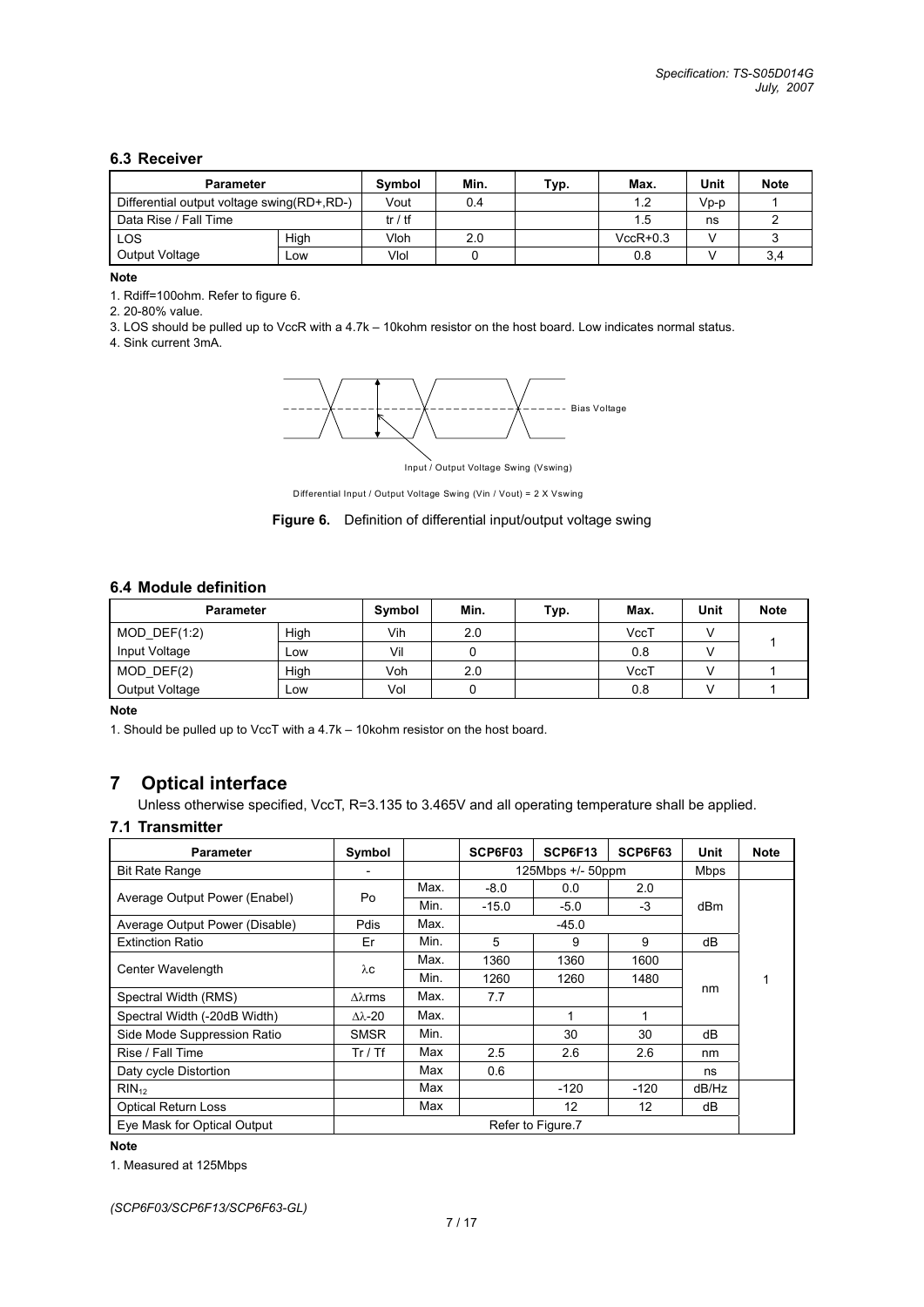### 6.3 Receiver

| Parameter | | Symbol | Min. | Typ. | Max. | Unit | Note |
|---|---|---|---|---|---|---|---|
| Differential output voltage swing(RD+,RD-) | | Vout | 0.4 | | 1.2 | Vp-p | 1 |
| Data Rise / Fall Time | | tr / tf | | | 1.5 | ns | 2 |
| LOS | High | Vloh | 2.0 | | VccR+0.3 | V | 3 |
| Output Voltage | Low | Vlol | 0 | | 0.8 | V | 3,4 |

**Note**

1. Rdiff=100ohm. Refer to figure 6.
2. 20-80% value.
3. LOS should be pulled up to VccR with a 4.7k – 10kohm resistor on the host board. Low indicates normal status.
4. Sink current 3mA.

Bias Voltage

Input / Output Voltage Swing (Vswing)

Differential Input / Output Voltage Swing (Vin / Vout) = 2 X Vswing

**Figure 6.** Definition of differential input/output voltage swing

### 6.4 Module definition

| Parameter | | Symbol | Min. | Typ. | Max. | Unit | Note |
|---|---|---|---|---|---|---|---|
| MOD_DEF(1:2) | High | Vih | 2.0 | | VccT | V | 1 |
| Input Voltage | Low | Vil | 0 | | 0.8 | V | |
| MOD_DEF(2) | High | Voh | 2.0 | | VccT | V | 1 |
| Output Voltage | Low | Vol | 0 | | 0.8 | V | 1 |

**Note**

1. Should be pulled up to VccT with a 4.7k – 10kohm resistor on the host board.

## 7 Optical interface

Unless otherwise specified, VccT, R=3.135 to 3.465V and all operating temperature shall be applied.

### 7.1 Transmitter

| Parameter | Symbol | | SCP6F03 | SCP6F13 | SCP6F63 | Unit | Note |
|---|---|---|---|---|---|---|---|
| Bit Rate Range | - | | 125Mbps +/- 50ppm | | | Mbps | |
| Average Output Power (Enabel) | Po | Max. | -8.0 | 0.0 | 2.0 | dBm | 1 |
| | | Min. | -15.0 | -5.0 | -3 | | |
| Average Output Power (Disable) | Pdis | Max. | -45.0 | | | | |
| Extinction Ratio | Er | Min. | 5 | 9 | 9 | dB | |
| Center Wavelength | λc | Max. | 1360 | 1360 | 1600 | nm | |
| | | Min. | 1260 | 1260 | 1480 | | |
| Spectral Width (RMS) | Δλrms | Max. | 7.7 | | | | |
| Spectral Width (-20dB Width) | Δλ-20 | Max. | | 1 | 1 | | |
| Side Mode Suppression Ratio | SMSR | Min. | | 30 | 30 | dB | |
| Rise / Fall Time | Tr / Tf | Max | 2.5 | 2.6 | 2.6 | nm | |
| Daty cycle Distortion | | Max | 0.6 | | | ns | |
| $RIN_{12}$ | | Max | | -120 | -120 | dB/Hz | |
| Optical Return Loss | | Max | | 12 | 12 | dB | |
| Eye Mask for Optical Output | Refer to Figure.7 | | | | | | |

**Note**

1. Measured at 125Mbps

*(SCP6F03/SCP6F13/SCP6F63-GL)*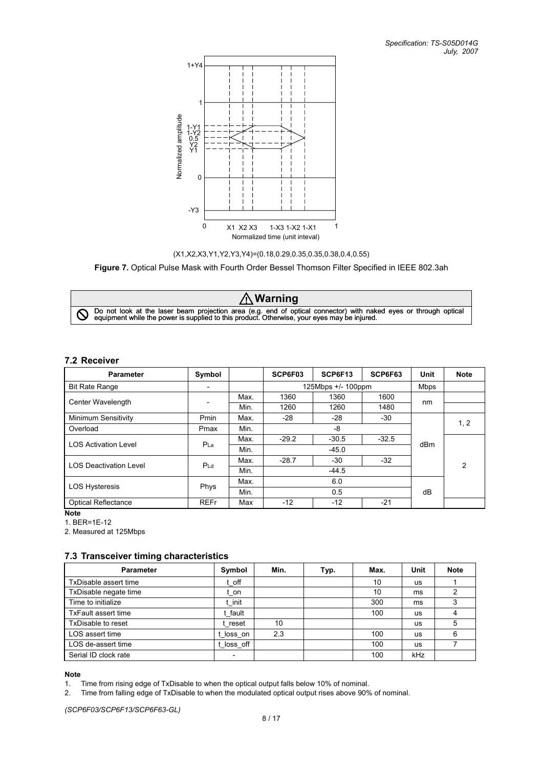(X1,X2,X3,Y1,Y2,Y3,Y4)=(0.18,0.29,0.35,0.35,0.38,0.4,0.55)

**Figure 7.** Optical Pulse Mask with Fourth Order Bessel Thomson Filter Specified in IEEE 802.3ah

**⚠ Warning**

Do not look at the laser beam projection area (e.g. end of optical connector) with naked eyes or through optical equipment while the power is supplied to this product. Otherwise, your eyes may be injured.

### 7.2 Receiver

| Parameter | Symbol | | SCP6F03 | SCP6F13 | SCP6F63 | Unit | Note |
|---|---|---|---|---|---|---|---|
| Bit Rate Range | - | | 125Mbps +/- 100ppm | | | Mbps | |
| Center Wavelength | - | Max. | 1360 | 1360 | 1600 | nm | |
| | | Min. | 1260 | 1260 | 1480 | | |
| Minimum Sensitivity | Pmin | Max. | -28 | -28 | -30 | dBm | 1, 2 |
| Overload | Pmax | Min. | -8 | | | | |
| LOS Activation Level | $P_{La}$ | Max. | -29.2 | -30.5 | -32.5 | | 2 |
| | | Min. | -45.0 | | | | |
| LOS Deactivation Level | $P_{Ld}$ | Max. | -28.7 | -30 | -32 | | |
| | | Min. | -44.5 | | | | |
| LOS Hysteresis | Phys | Max. | 6.0 | | | dB | |
| | | Min. | 0.5 | | | | |
| Optical Reflectance | REFr | Max | -12 | -12 | -21 | | |

**Note**

1. BER=1E-12
2. Measured at 125Mbps

### 7.3 Transceiver timing characteristics

| Parameter | Symbol | Min. | Typ. | Max. | Unit | Note |
|---|---|---|---|---|---|---|
| TxDisable assert time | t_off | | | 10 | us | 1 |
| TxDisable negate time | t_on | | | 10 | ms | 2 |
| Time to initialize | t_init | | | 300 | ms | 3 |
| TxFault assert time | t_fault | | | 100 | us | 4 |
| TxDisable to reset | t_reset | 10 | | | us | 5 |
| LOS assert time | t_loss_on | 2.3 | | 100 | us | 6 |
| LOS de-assert time | t_loss_off | | | 100 | us | 7 |
| Serial ID clock rate | - | | | 100 | kHz | |

**Note**

1. Time from rising edge of TxDisable to when the optical output falls below 10% of nominal.
2. Time from falling edge of TxDisable to when the modulated optical output rises above 90% of nominal.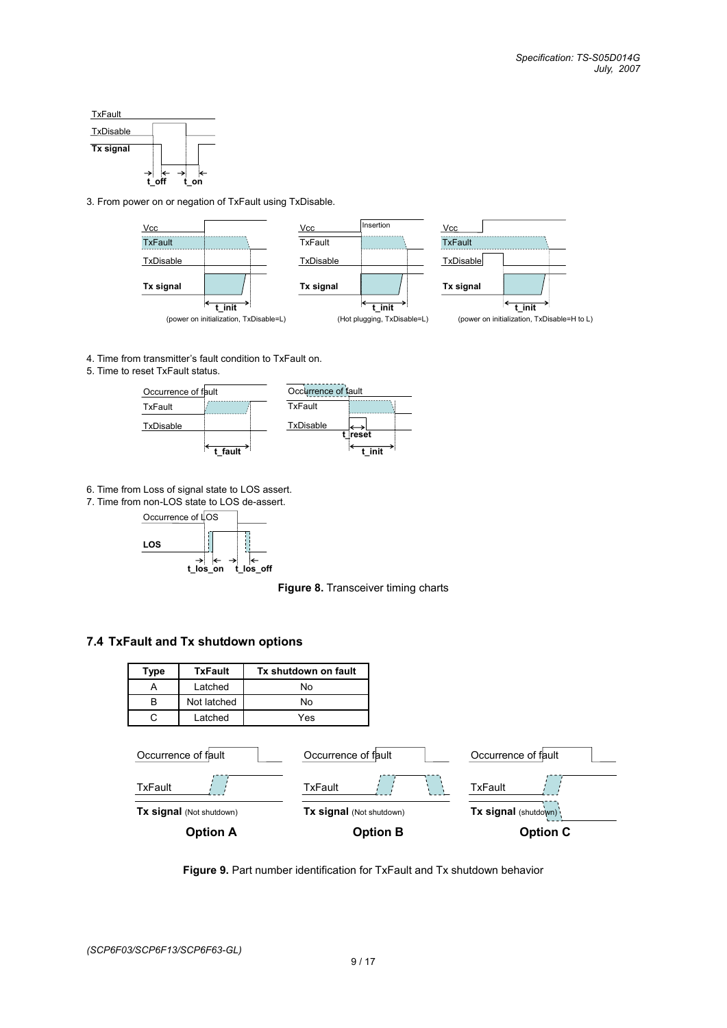3. From power on or negation of TxFault using TxDisable.

4. Time from transmitter's fault condition to TxFault on.

5. Time to reset TxFault status.

6. Time from Loss of signal state to LOS assert.

7. Time from non-LOS state to LOS de-assert.

**Figure 8.** Transceiver timing charts

## 7.4 TxFault and Tx shutdown options

| Type | TxFault | Tx shutdown on fault |
|---|---|---|
| A | Latched | No |
| B | Not latched | No |
| C | Latched | Yes |

**Figure 9.** Part number identification for TxFault and Tx shutdown behavior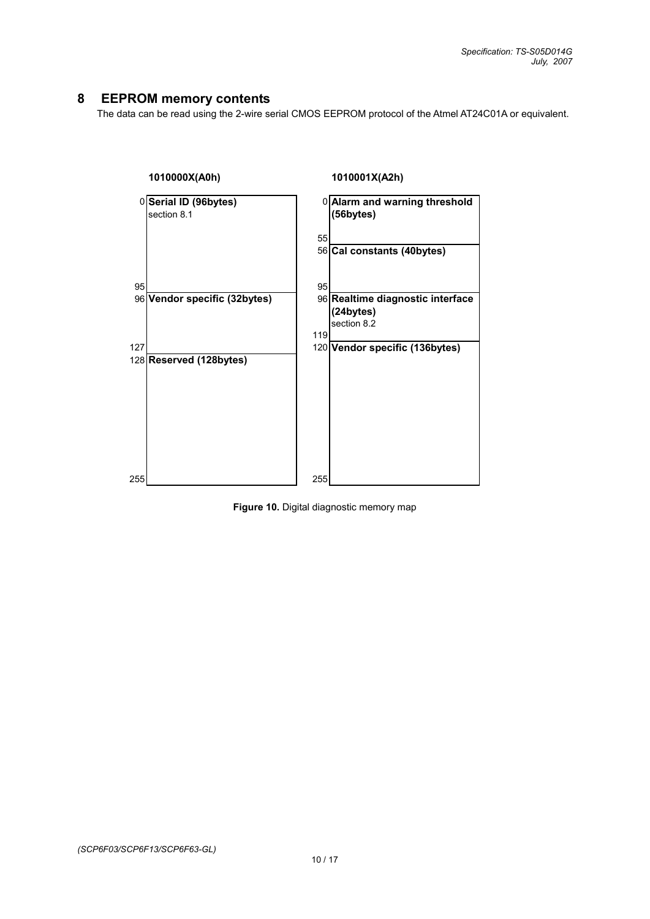# 8 EEPROM memory contents

The data can be read using the 2-wire serial CMOS EEPROM protocol of the Atmel AT24C01A or equivalent.

**1010000X(A0h)**

| Address | Content |
|---|---|
| 0–95 | **Serial ID (96bytes)** section 8.1 |
| 96–127 | **Vendor specific (32bytes)** |
| 128–255 | **Reserved (128bytes)** |

**1010001X(A2h)**

| Address | Content |
|---|---|
| 0–55 | **Alarm and warning threshold (56bytes)** |
| 56–95 | **Cal constants (40bytes)** |
| 96–119 | **Realtime diagnostic interface (24bytes)** section 8.2 |
| 120–255 | **Vendor specific (136bytes)** |

**Figure 10.** Digital diagnostic memory map

*(SCP6F03/SCP6F13/SCP6F63-GL)*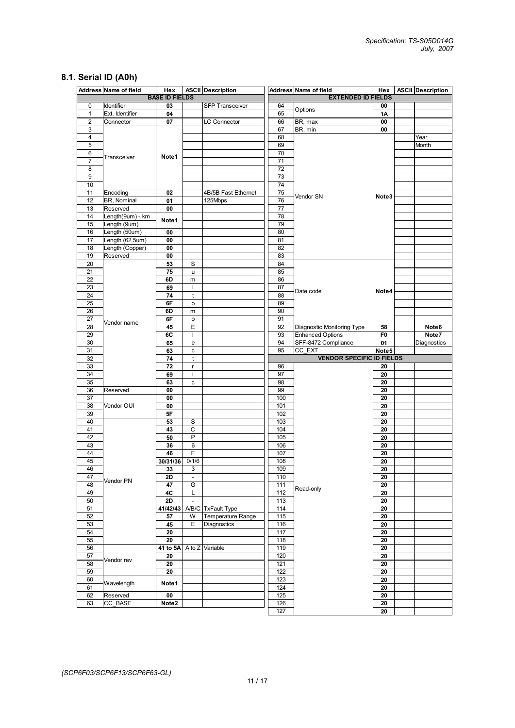## 8.1. Serial ID (A0h)

| Address | Name of field | Hex | ASCII | Description |
|---|---|---|---|---|
| **BASE ID FIELDS** | | | | |
| 0 | Identifier | **03** | | SFP Transceiver |
| 1 | Ext. Identifier | **04** | | |
| 2 | Connector | **07** | | LC Connector |
| 3 | Transceiver | **Note1** | | |
| 4 | | | | |
| 5 | | | | |
| 6 | | | | |
| 7 | | | | |
| 8 | | | | |
| 9 | | | | |
| 10 | | | | |
| 11 | Encoding | **02** | | 4B/5B Fast Ethernet |
| 12 | BR, Nominal | **01** | | 125Mbps |
| 13 | Reserved | **00** | | |
| 14 | Length(9um) - km | **Note1** | | |
| 15 | Length (9um) | | | |
| 16 | Length (50um) | **00** | | |
| 17 | Length (62.5um) | **00** | | |
| 18 | Length (Copper) | **00** | | |
| 19 | Reserved | **00** | | |
| 20 | Vendor name | **53** | S | |
| 21 | | **75** | u | |
| 22 | | **6D** | m | |
| 23 | | **69** | i | |
| 24 | | **74** | t | |
| 25 | | **6F** | o | |
| 26 | | **6D** | m | |
| 27 | | **6F** | o | |
| 28 | | **45** | E | |
| 29 | | **6C** | l | |
| 30 | | **65** | e | |
| 31 | | **63** | c | |
| 32 | | **74** | t | |
| 33 | | **72** | r | |
| 34 | | **69** | i | |
| 35 | | **63** | c | |
| 36 | Reserved | **00** | | |
| 37 | Vendor OUI | **00** | | |
| 38 | | **00** | | |
| 39 | | **5F** | | |
| 40 | Vendor PN | **53** | S | |
| 41 | | **43** | C | |
| 42 | | **50** | P | |
| 43 | | **36** | 6 | |
| 44 | | **46** | F | |
| 45 | | **30/31/36** | 0/1/6 | |
| 46 | | **33** | 3 | |
| 47 | | **2D** | - | |
| 48 | | **47** | G | |
| 49 | | **4C** | L | |
| 50 | | **2D** | - | |
| 51 | | **41/42/43** | A/B/C | TxFault Type |
| 52 | | **57** | W | Temperature Range |
| 53 | | **45** | E | Diagnostics |
| 54 | | **20** | | |
| 55 | | **20** | | |
| 56 | Vendor rev | **41 to 5A** | A to Z | Variable |
| 57 | | **20** | | |
| 58 | | **20** | | |
| 59 | | **20** | | |
| 60 | Wavelength | **Note1** | | |
| 61 | | | | |
| 62 | Reserved | **00** | | |
| 63 | CC_BASE | **Note2** | | |

| Address | Name of field | Hex | ASCII | Description |
|---|---|---|---|---|
| **EXTENDED ID FIELDS** | | | | |
| 64 | Options | **00** | | |
| 65 | | **1A** | | |
| 66 | BR, max | **00** | | |
| 67 | BR, min | **00** | | |
| 68 | Vendor SN | **Note3** | | Year |
| 69 | | | | Month |
| 70 | | | | |
| 71 | | | | |
| 72 | | | | |
| 73 | | | | |
| 74 | | | | |
| 75 | | | | |
| 76 | | | | |
| 77 | | | | |
| 78 | | | | |
| 79 | | | | |
| 80 | | | | |
| 81 | | | | |
| 82 | | | | |
| 83 | | | | |
| 84 | Date code | **Note4** | | |
| 85 | | | | |
| 86 | | | | |
| 87 | | | | |
| 88 | | | | |
| 89 | | | | |
| 90 | | | | |
| 91 | | | | |
| 92 | Diagnostic Monitoring Type | **58** | | **Note6** |
| 93 | Enhanced Options | **F0** | | **Note7** |
| 94 | SFF-8472 Compliance | **01** | | Diagnostics |
| 95 | CC_EXT | **Note5** | | |
| **VENDOR SPECIFIC ID FIELDS** | | | | |
| 96 | Read-only | **20** | | |
| 97 | | **20** | | |
| 98 | | **20** | | |
| 99 | | **20** | | |
| 100 | | **20** | | |
| 101 | | **20** | | |
| 102 | | **20** | | |
| 103 | | **20** | | |
| 104 | | **20** | | |
| 105 | | **20** | | |
| 106 | | **20** | | |
| 107 | | **20** | | |
| 108 | | **20** | | |
| 109 | | **20** | | |
| 110 | | **20** | | |
| 111 | | **20** | | |
| 112 | | **20** | | |
| 113 | | **20** | | |
| 114 | | **20** | | |
| 115 | | **20** | | |
| 116 | | **20** | | |
| 117 | | **20** | | |
| 118 | | **20** | | |
| 119 | | **20** | | |
| 120 | | **20** | | |
| 121 | | **20** | | |
| 122 | | **20** | | |
| 123 | | **20** | | |
| 124 | | **20** | | |
| 125 | | **20** | | |
| 126 | | **20** | | |
| 127 | | **20** | | |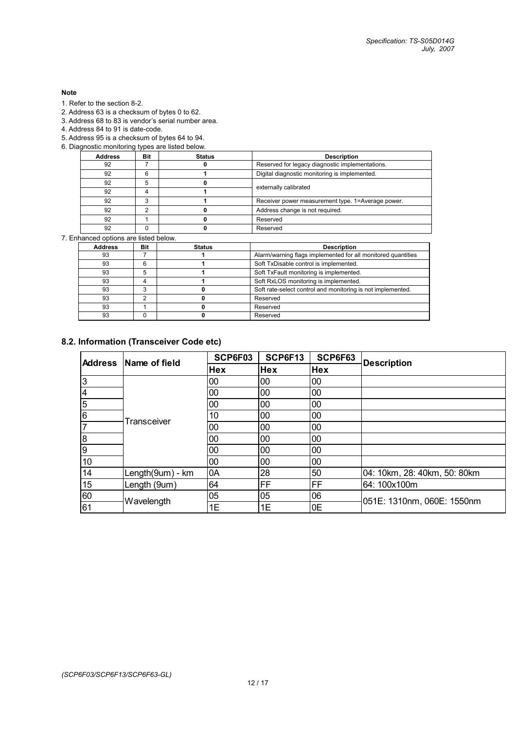**Note**

1. Refer to the section 8-2.
2. Address 63 is a checksum of bytes 0 to 62.
3. Address 68 to 83 is vendor's serial number area.
4. Address 84 to 91 is date-code.
5. Address 95 is a checksum of bytes 64 to 94.
6. Diagnostic monitoring types are listed below.

| Address | Bit | Status | Description |
|---|---|---|---|
| 92 | 7 | **0** | Reserved for legacy diagnostic implementations. |
| 92 | 6 | **1** | Digital diagnostic monitoring is implemented. |
| 92 | 5 | **0** | externally calibrated |
| 92 | 4 | **1** | |
| 92 | 3 | **1** | Receiver power measurement type. 1=Average power. |
| 92 | 2 | **0** | Address change is not required. |
| 92 | 1 | **0** | Reserved |
| 92 | 0 | **0** | Reserved |

7. Enhanced options are listed below.

| Address | Bit | Status | Description |
|---|---|---|---|
| 93 | 7 | **1** | Alarm/warning flags implemented for all monitored quantities |
| 93 | 6 | **1** | Soft TxDisable control is implemented. |
| 93 | 5 | **1** | Soft TxFault monitoring is implemented. |
| 93 | 4 | **1** | Soft RxLOS monitoring is implemented. |
| 93 | 3 | **0** | Soft rate-select control and monitoring is not implemented. |
| 93 | 2 | **0** | Reserved |
| 93 | 1 | **0** | Reserved |
| 93 | 0 | **0** | Reserved |

## 8.2. Information (Transceiver Code etc)

| Address | Name of field | SCP6F03 | SCP6F13 | SCP6F63 | Description |
|---|---|---|---|---|---|
| | | Hex | Hex | Hex | |
| 3 | Transceiver | 00 | 00 | 00 | |
| 4 | | 00 | 00 | 00 | |
| 5 | | 00 | 00 | 00 | |
| 6 | | 10 | 00 | 00 | |
| 7 | | 00 | 00 | 00 | |
| 8 | | 00 | 00 | 00 | |
| 9 | | 00 | 00 | 00 | |
| 10 | | 00 | 00 | 00 | |
| 14 | Length(9um) - km | 0A | 28 | 50 | 04: 10km, 28: 40km, 50: 80km |
| 15 | Length (9um) | 64 | FF | FF | 64: 100x100m |
| 60 | Wavelength | 05 | 05 | 06 | 051E: 1310nm, 060E: 1550nm |
| 61 | | 1E | 1E | 0E | |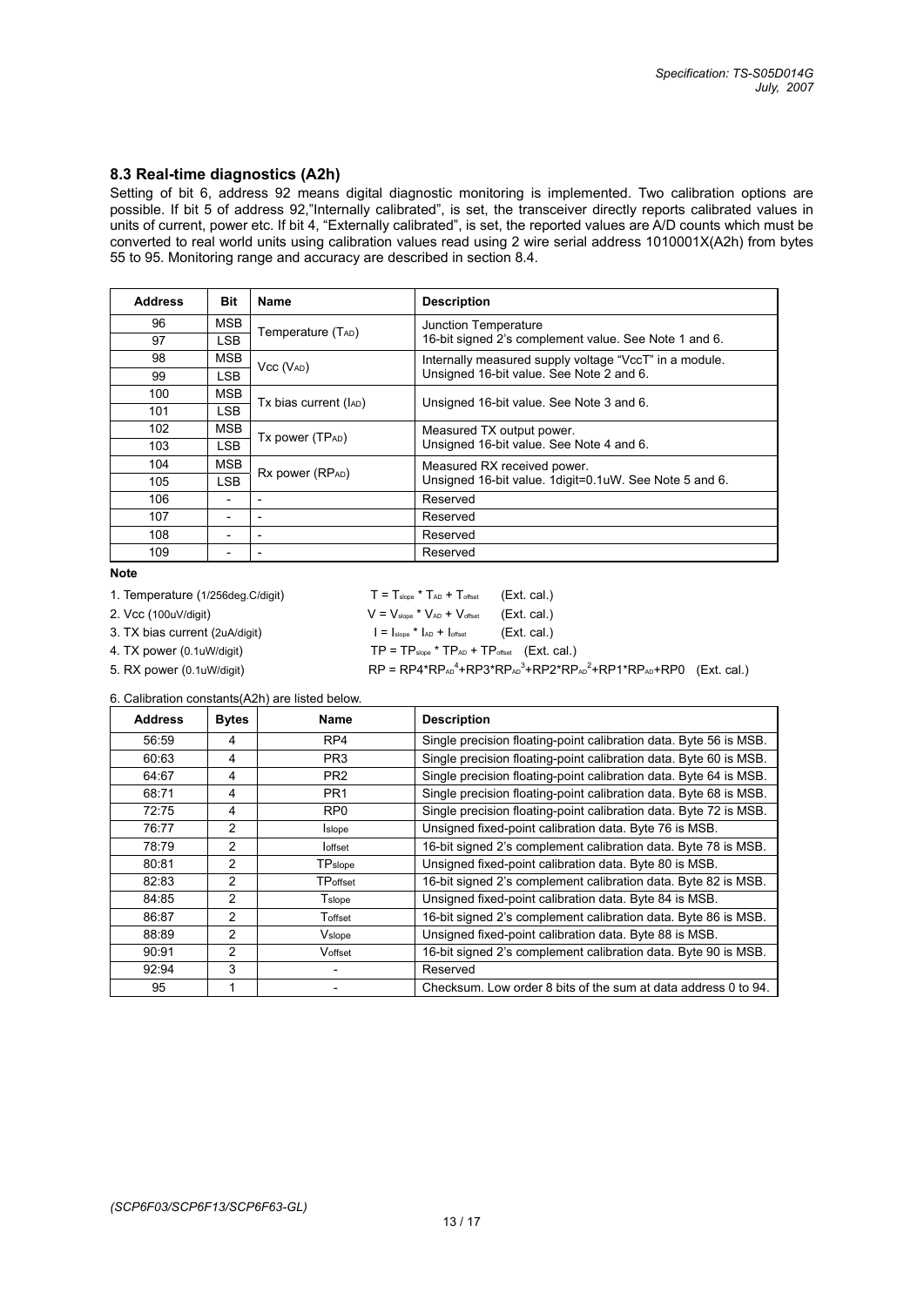## 8.3 Real-time diagnostics (A2h)

Setting of bit 6, address 92 means digital diagnostic monitoring is implemented. Two calibration options are possible. If bit 5 of address 92,"Internally calibrated", is set, the transceiver directly reports calibrated values in units of current, power etc. If bit 4, "Externally calibrated", is set, the reported values are A/D counts which must be converted to real world units using calibration values read using 2 wire serial address 1010001X(A2h) from bytes 55 to 95. Monitoring range and accuracy are described in section 8.4.

| Address | Bit | Name | Description |
|---|---|---|---|
| 96 | MSB | Temperature ($T_{AD}$) | Junction Temperature<br>16-bit signed 2's complement value. See Note 1 and 6. |
| 97 | LSB | | |
| 98 | MSB | Vcc ($V_{AD}$) | Internally measured supply voltage "VccT" in a module.<br>Unsigned 16-bit value. See Note 2 and 6. |
| 99 | LSB | | |
| 100 | MSB | Tx bias current ($I_{AD}$) | Unsigned 16-bit value. See Note 3 and 6. |
| 101 | LSB | | |
| 102 | MSB | Tx power ($TP_{AD}$) | Measured TX output power.<br>Unsigned 16-bit value. See Note 4 and 6. |
| 103 | LSB | | |
| 104 | MSB | Rx power ($RP_{AD}$) | Measured RX received power.<br>Unsigned 16-bit value. 1digit=0.1uW. See Note 5 and 6. |
| 105 | LSB | | |
| 106 | - | - | Reserved |
| 107 | - | - | Reserved |
| 108 | - | - | Reserved |
| 109 | - | - | Reserved |

**Note**

1. Temperature (1/256deg.C/digit) $T = T_{slope} * T_{AD} + T_{offset}$ (Ext. cal.)
2. Vcc (100uV/digit) $V = V_{slope} * V_{AD} + V_{offset}$ (Ext. cal.)
3. TX bias current (2uA/digit) $I = I_{slope} * I_{AD} + I_{offset}$ (Ext. cal.)
4. TX power (0.1uW/digit) $TP = TP_{slope} * TP_{AD} + TP_{offset}$ (Ext. cal.)
5. RX power (0.1uW/digit) $RP = RP4*RP_{AD}^4+RP3*RP_{AD}^3+RP2*RP_{AD}^2+RP1*RP_{AD}+RP0$ (Ext. cal.)

6. Calibration constants(A2h) are listed below.

| Address | Bytes | Name | Description |
|---|---|---|---|
| 56:59 | 4 | RP4 | Single precision floating-point calibration data. Byte 56 is MSB. |
| 60:63 | 4 | PR3 | Single precision floating-point calibration data. Byte 60 is MSB. |
| 64:67 | 4 | PR2 | Single precision floating-point calibration data. Byte 64 is MSB. |
| 68:71 | 4 | PR1 | Single precision floating-point calibration data. Byte 68 is MSB. |
| 72:75 | 4 | RP0 | Single precision floating-point calibration data. Byte 72 is MSB. |
| 76:77 | 2 | $I_{slope}$ | Unsigned fixed-point calibration data. Byte 76 is MSB. |
| 78:79 | 2 | $I_{offset}$ | 16-bit signed 2's complement calibration data. Byte 78 is MSB. |
| 80:81 | 2 | $TP_{slope}$ | Unsigned fixed-point calibration data. Byte 80 is MSB. |
| 82:83 | 2 | $TP_{offset}$ | 16-bit signed 2's complement calibration data. Byte 82 is MSB. |
| 84:85 | 2 | $T_{slope}$ | Unsigned fixed-point calibration data. Byte 84 is MSB. |
| 86:87 | 2 | $T_{offset}$ | 16-bit signed 2's complement calibration data. Byte 86 is MSB. |
| 88:89 | 2 | $V_{slope}$ | Unsigned fixed-point calibration data. Byte 88 is MSB. |
| 90:91 | 2 | $V_{offset}$ | 16-bit signed 2's complement calibration data. Byte 90 is MSB. |
| 92:94 | 3 | - | Reserved |
| 95 | 1 | - | Checksum. Low order 8 bits of the sum at data address 0 to 94. |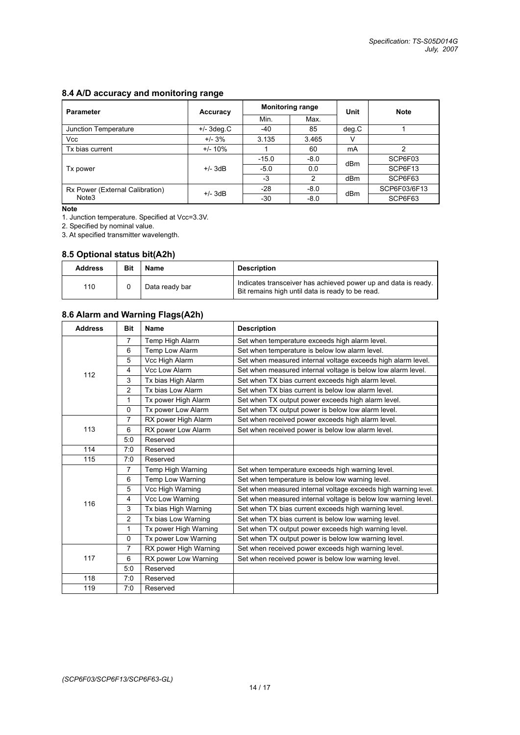## 8.4 A/D accuracy and monitoring range

| Parameter | Accuracy | Monitoring range | | Unit | Note |
|---|---|---|---|---|---|
| | | Min. | Max. | | |
| Junction Temperature | +/- 3deg.C | -40 | 85 | deg.C | 1 |
| Vcc | +/- 3% | 3.135 | 3.465 | V | |
| Tx bias current | +/- 10% | 1 | 60 | mA | 2 |
| Tx power | +/- 3dB | -15.0 | -8.0 | dBm | SCP6F03 |
| | | -5.0 | 0.0 | dBm | SCP6F13 |
| | | -3 | 2 | dBm | SCP6F63 |
| Rx Power (External Calibration) Note3 | +/- 3dB | -28 | -8.0 | dBm | SCP6F03/6F13 |
| | | -30 | -8.0 | dBm | SCP6F63 |

**Note**

1. Junction temperature. Specified at Vcc=3.3V.
2. Specified by nominal value.
3. At specified transmitter wavelength.

## 8.5 Optional status bit(A2h)

| Address | Bit | Name | Description |
|---|---|---|---|
| 110 | 0 | Data ready bar | Indicates transceiver has achieved power up and data is ready. Bit remains high until data is ready to be read. |

## 8.6 Alarm and Warning Flags(A2h)

| Address | Bit | Name | Description |
|---|---|---|---|
| 112 | 7 | Temp High Alarm | Set when temperature exceeds high alarm level. |
| | 6 | Temp Low Alarm | Set when temperature is below low alarm level. |
| | 5 | Vcc High Alarm | Set when measured internal voltage exceeds high alarm level. |
| | 4 | Vcc Low Alarm | Set when measured internal voltage is below low alarm level. |
| | 3 | Tx bias High Alarm | Set when TX bias current exceeds high alarm level. |
| | 2 | Tx bias Low Alarm | Set when TX bias current is below low alarm level. |
| | 1 | Tx power High Alarm | Set when TX output power exceeds high alarm level. |
| | 0 | Tx power Low Alarm | Set when TX output power is below low alarm level. |
| 113 | 7 | RX power High Alarm | Set when received power exceeds high alarm level. |
| | 6 | RX power Low Alarm | Set when received power is below low alarm level. |
| | 5:0 | Reserved | |
| 114 | 7:0 | Reserved | |
| 115 | 7:0 | Reserved | |
| 116 | 7 | Temp High Warning | Set when temperature exceeds high warning level. |
| | 6 | Temp Low Warning | Set when temperature is below low warning level. |
| | 5 | Vcc High Warning | Set when measured internal voltage exceeds high warning level. |
| | 4 | Vcc Low Warning | Set when measured internal voltage is below low warning level. |
| | 3 | Tx bias High Warning | Set when TX bias current exceeds high warning level. |
| | 2 | Tx bias Low Warning | Set when TX bias current is below low warning level. |
| | 1 | Tx power High Warning | Set when TX output power exceeds high warning level. |
| | 0 | Tx power Low Warning | Set when TX output power is below low warning level. |
| 117 | 7 | RX power High Warning | Set when received power exceeds high warning level. |
| | 6 | RX power Low Warning | Set when received power is below low warning level. |
| | 5:0 | Reserved | |
| 118 | 7:0 | Reserved | |
| 119 | 7:0 | Reserved | |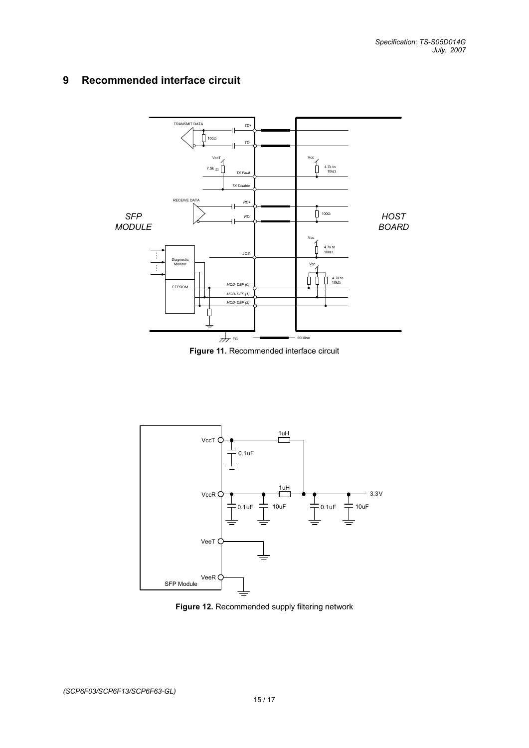# 9 Recommended interface circuit

**Figure 11.** Recommended interface circuit

**Figure 12.** Recommended supply filtering network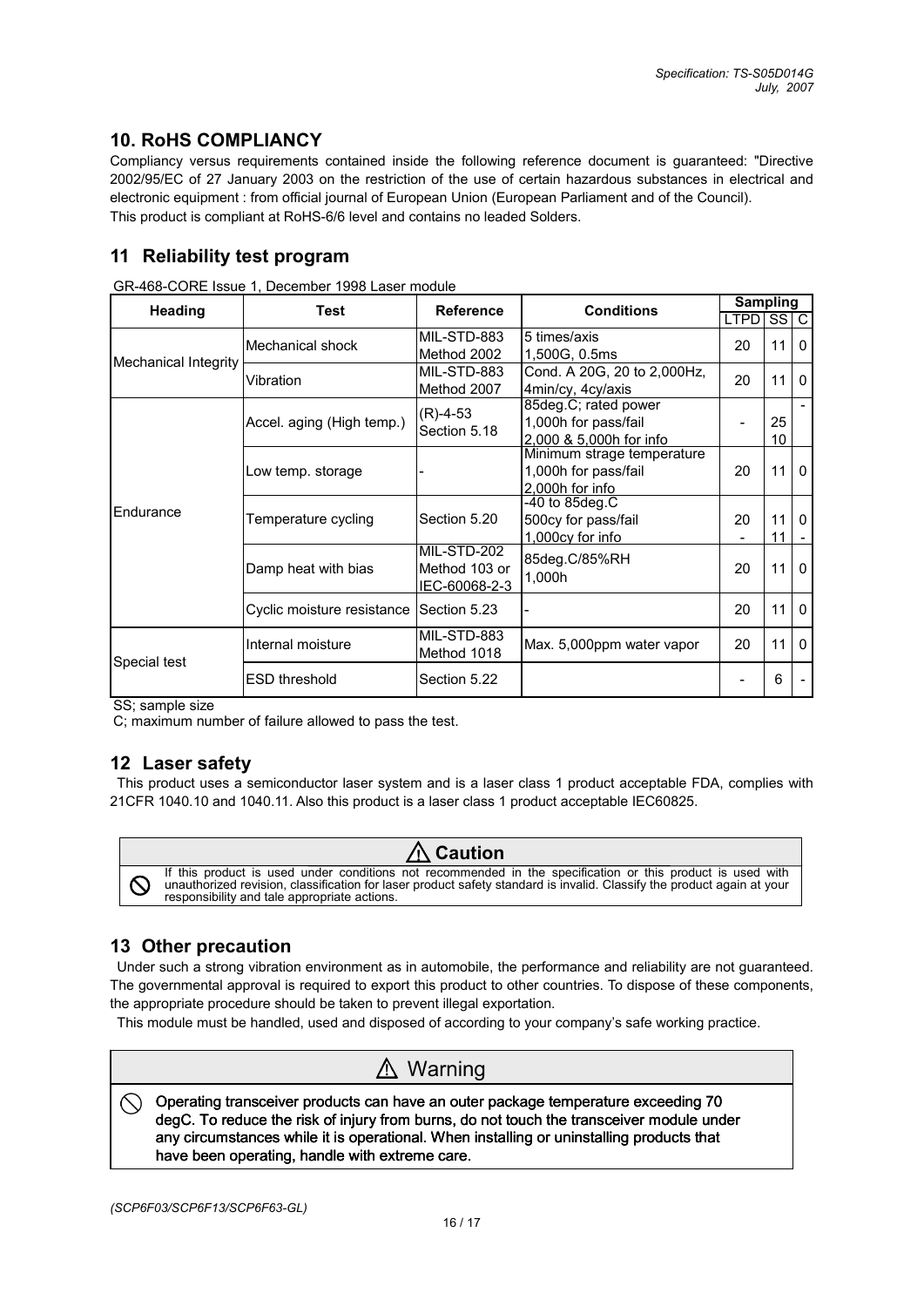## 10. RoHS COMPLIANCY

Compliancy versus requirements contained inside the following reference document is guaranteed: "Directive 2002/95/EC of 27 January 2003 on the restriction of the use of certain hazardous substances in electrical and electronic equipment : from official journal of European Union (European Parliament and of the Council).
This product is compliant at RoHS-6/6 level and contains no leaded Solders.

## 11 Reliability test program

GR-468-CORE Issue 1, December 1998 Laser module

| Heading | Test | Reference | Conditions | Sampling | | |
|---|---|---|---|---|---|---|
| | | | | LTPD | SS | C |
| Mechanical Integrity | Mechanical shock | MIL-STD-883 Method 2002 | 5 times/axis 1,500G, 0.5ms | 20 | 11 | 0 |
| | Vibration | MIL-STD-883 Method 2007 | Cond. A 20G, 20 to 2,000Hz, 4min/cy, 4cy/axis | 20 | 11 | 0 |
| Endurance | Accel. aging (High temp.) | (R)-4-53 Section 5.18 | 85deg.C; rated power 1,000h for pass/fail 2,000 & 5,000h for info | - | 25 10 | - |
| | Low temp. storage | - | Minimum strage temperature 1,000h for pass/fail 2,000h for info | 20 | 11 | 0 |
| | Temperature cycling | Section 5.20 | -40 to 85deg.C 500cy for pass/fail 1,000cy for info | 20 - | 11 11 | 0 - |
| | Damp heat with bias | MIL-STD-202 Method 103 or IEC-60068-2-3 | 85deg.C/85%RH 1,000h | 20 | 11 | 0 |
| | Cyclic moisture resistance | Section 5.23 | - | 20 | 11 | 0 |
| Special test | Internal moisture | MIL-STD-883 Method 1018 | Max. 5,000ppm water vapor | 20 | 11 | 0 |
| | ESD threshold | Section 5.22 | | - | 6 | - |

SS; sample size
C; maximum number of failure allowed to pass the test.

## 12 Laser safety

This product uses a semiconductor laser system and is a laser class 1 product acceptable FDA, complies with 21CFR 1040.10 and 1040.11. Also this product is a laser class 1 product acceptable IEC60825.

**⚠ Caution**

If this product is used under conditions not recommended in the specification or this product is used with unauthorized revision, classification for laser product safety standard is invalid. Classify the product again at your responsibility and tale appropriate actions.

## 13 Other precaution

Under such a strong vibration environment as in automobile, the performance and reliability are not guaranteed. The governmental approval is required to export this product to other countries. To dispose of these components, the appropriate procedure should be taken to prevent illegal exportation.

This module must be handled, used and disposed of according to your company's safe working practice.

**⚠ Warning**

Operating transceiver products can have an outer package temperature exceeding 70 degC. To reduce the risk of injury from burns, do not touch the transceiver module under any circumstances while it is operational. When installing or uninstalling products that have been operating, handle with extreme care.

*(SCP6F03/SCP6F13/SCP6F63-GL)*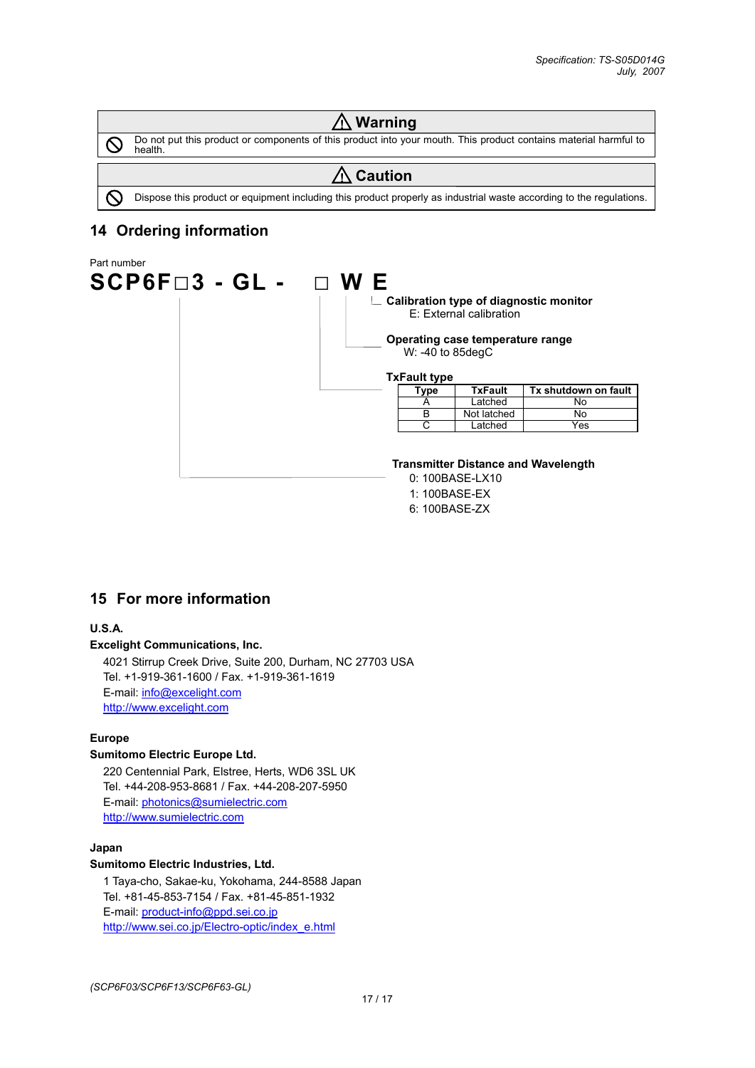**⚠ Warning**

⃠ Do not put this product or components of this product into your mouth. This product contains material harmful to health.

**⚠ Caution**

⃠ Dispose this product or equipment including this product properly as industrial waste according to the regulations.

## 14 Ordering information

Part number

**SCP6F□3 - GL - □ W E**

**Calibration type of diagnostic monitor**
E: External calibration

**Operating case temperature range**
W: -40 to 85degC

**TxFault type**

| Type | TxFault | Tx shutdown on fault |
|---|---|---|
| A | Latched | No |
| B | Not latched | No |
| C | Latched | Yes |

**Transmitter Distance and Wavelength**
0: 100BASE-LX10
1: 100BASE-EX
6: 100BASE-ZX

## 15 For more information

**U.S.A.**

**Excelight Communications, Inc.**
4021 Stirrup Creek Drive, Suite 200, Durham, NC 27703 USA
Tel. +1-919-361-1600 / Fax. +1-919-361-1619
E-mail: info@excelight.com
http://www.excelight.com

**Europe**

**Sumitomo Electric Europe Ltd.**
220 Centennial Park, Elstree, Herts, WD6 3SL UK
Tel. +44-208-953-8681 / Fax. +44-208-207-5950
E-mail: photonics@sumielectric.com
http://www.sumielectric.com

**Japan**

**Sumitomo Electric Industries, Ltd.**
1 Taya-cho, Sakae-ku, Yokohama, 244-8588 Japan
Tel. +81-45-853-7154 / Fax. +81-45-851-1932
E-mail: product-info@ppd.sei.co.jp
http://www.sei.co.jp/Electro-optic/index_e.html